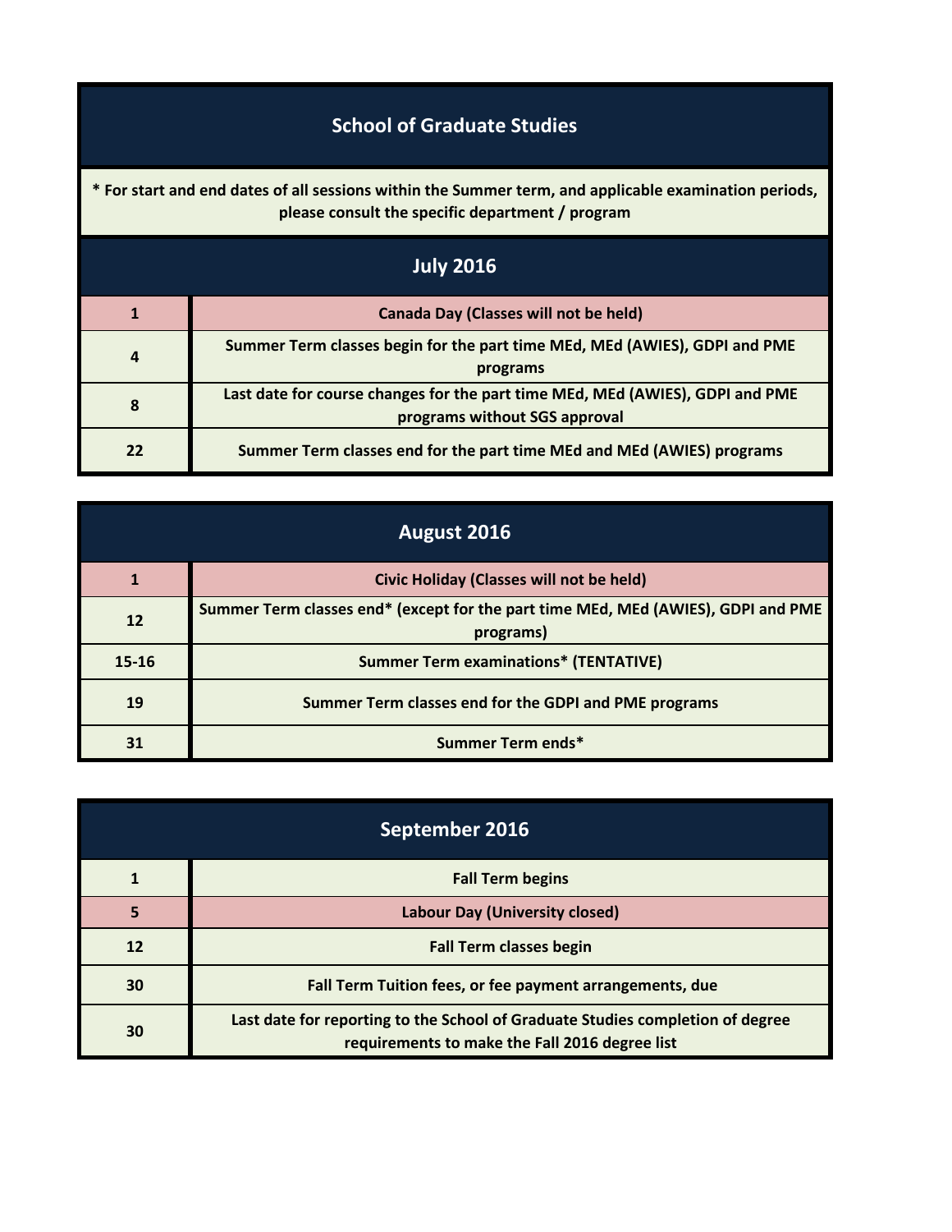# School of Graduate Studies

**\* For start and end dates of all sessions within the Summer term, and applicable examination periods, please consult the specific department / program**

## July 2016

| Date | Event |
|---|---|
| 1 | Canada Day (Classes will not be held) |
| 4 | Summer Term classes begin for the part time MEd, MEd (AWIES), GDPI and PME programs |
| 8 | Last date for course changes for the part time MEd, MEd (AWIES), GDPI and PME programs without SGS approval |
| 22 | Summer Term classes end for the part time MEd and MEd (AWIES) programs |

## August 2016

| Date | Event |
|---|---|
| 1 | Civic Holiday (Classes will not be held) |
| 12 | Summer Term classes end* (except for the part time MEd, MEd (AWIES), GDPI and PME programs) |
| 15-16 | Summer Term examinations* (TENTATIVE) |
| 19 | Summer Term classes end for the GDPI and PME programs |
| 31 | Summer Term ends* |

## September 2016

| Date | Event |
|---|---|
| 1 | Fall Term begins |
| 5 | Labour Day (University closed) |
| 12 | Fall Term classes begin |
| 30 | Fall Term Tuition fees, or fee payment arrangements, due |
| 30 | Last date for reporting to the School of Graduate Studies completion of degree requirements to make the Fall 2016 degree list |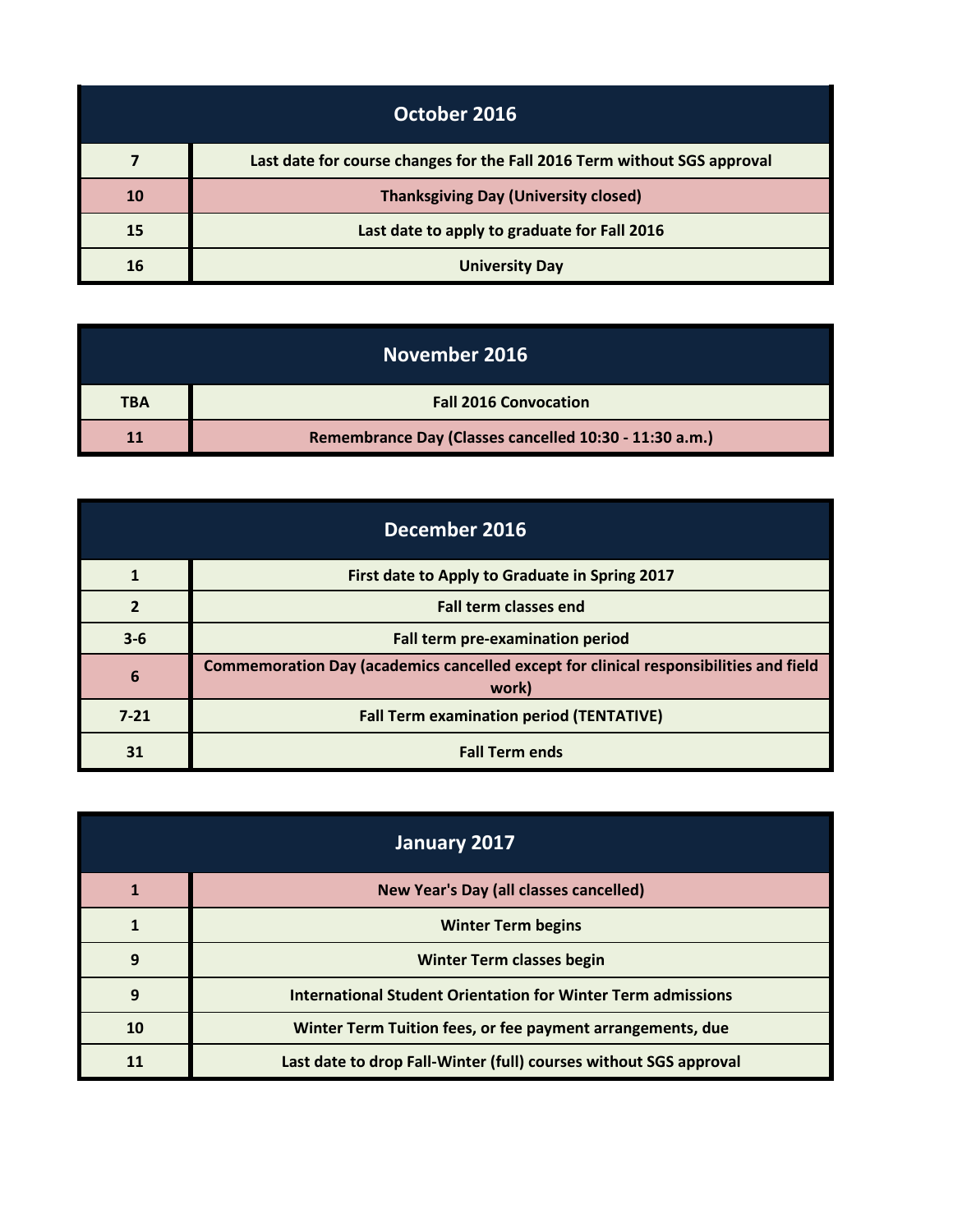| October 2016 | |
|---|---|
| 7 | Last date for course changes for the Fall 2016 Term without SGS approval |
| 10 | Thanksgiving Day (University closed) |
| 15 | Last date to apply to graduate for Fall 2016 |
| 16 | University Day |

| November 2016 | |
|---|---|
| TBA | Fall 2016 Convocation |
| 11 | Remembrance Day (Classes cancelled 10:30 - 11:30 a.m.) |

| December 2016 | |
|---|---|
| 1 | First date to Apply to Graduate in Spring 2017 |
| 2 | Fall term classes end |
| 3-6 | Fall term pre-examination period |
| 6 | Commemoration Day (academics cancelled except for clinical responsibilities and field work) |
| 7-21 | Fall Term examination period (TENTATIVE) |
| 31 | Fall Term ends |

| January 2017 | |
|---|---|
| 1 | New Year's Day (all classes cancelled) |
| 1 | Winter Term begins |
| 9 | Winter Term classes begin |
| 9 | International Student Orientation for Winter Term admissions |
| 10 | Winter Term Tuition fees, or fee payment arrangements, due |
| 11 | Last date to drop Fall-Winter (full) courses without SGS approval |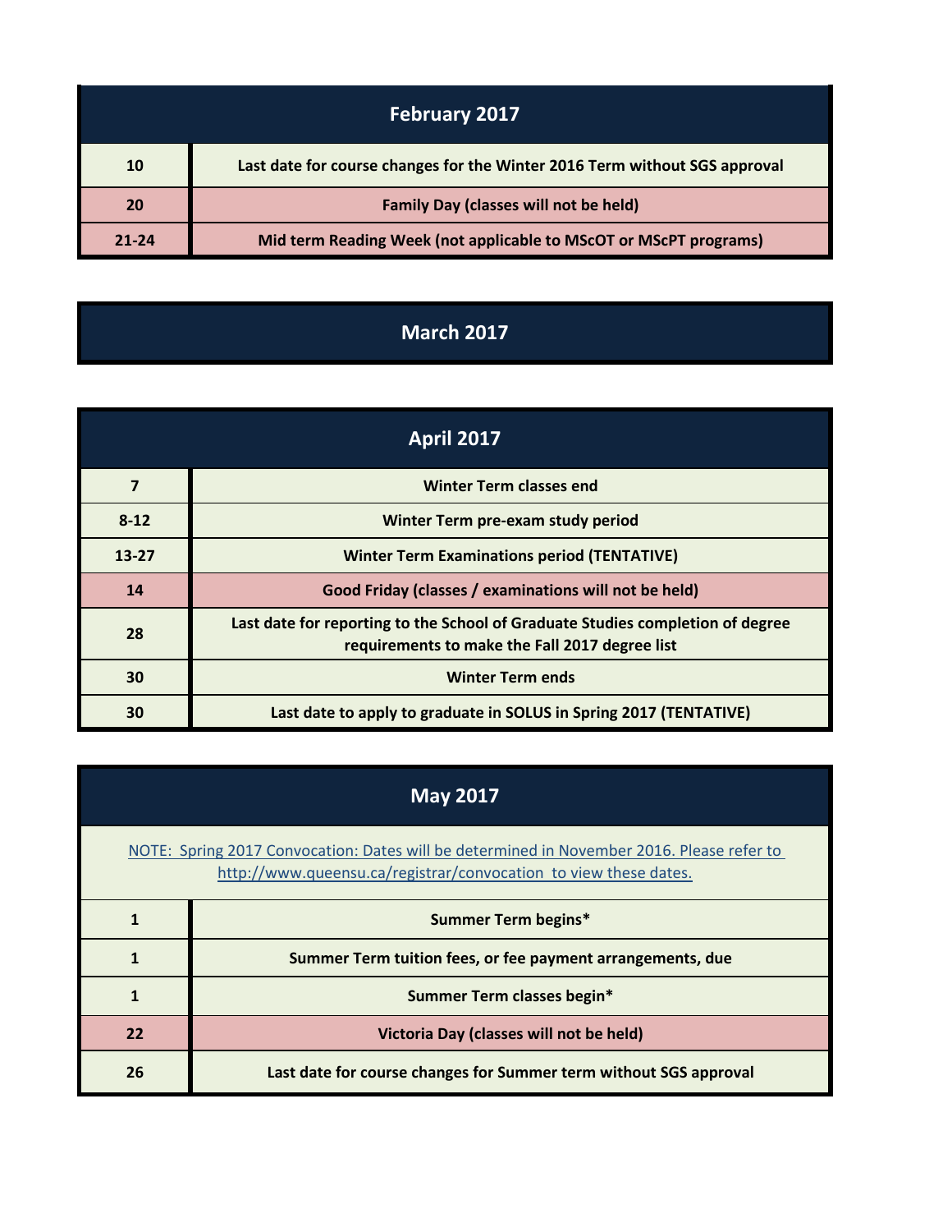| February 2017 | |
|---|---|
| 10 | Last date for course changes for the Winter 2016 Term without SGS approval |
| 20 | Family Day (classes will not be held) |
| 21-24 | Mid term Reading Week (not applicable to MScOT or MScPT programs) |

| March 2017 |
|---|

| April 2017 | |
|---|---|
| 7 | Winter Term classes end |
| 8-12 | Winter Term pre-exam study period |
| 13-27 | Winter Term Examinations period (TENTATIVE) |
| 14 | Good Friday (classes / examinations will not be held) |
| 28 | Last date for reporting to the School of Graduate Studies completion of degree requirements to make the Fall 2017 degree list |
| 30 | Winter Term ends |
| 30 | Last date to apply to graduate in SOLUS in Spring 2017 (TENTATIVE) |

| May 2017 | |
|---|---|
| NOTE: Spring 2017 Convocation: Dates will be determined in November 2016. Please refer to http://www.queensu.ca/registrar/convocation to view these dates. | |
| 1 | Summer Term begins* |
| 1 | Summer Term tuition fees, or fee payment arrangements, due |
| 1 | Summer Term classes begin* |
| 22 | Victoria Day (classes will not be held) |
| 26 | Last date for course changes for Summer term without SGS approval |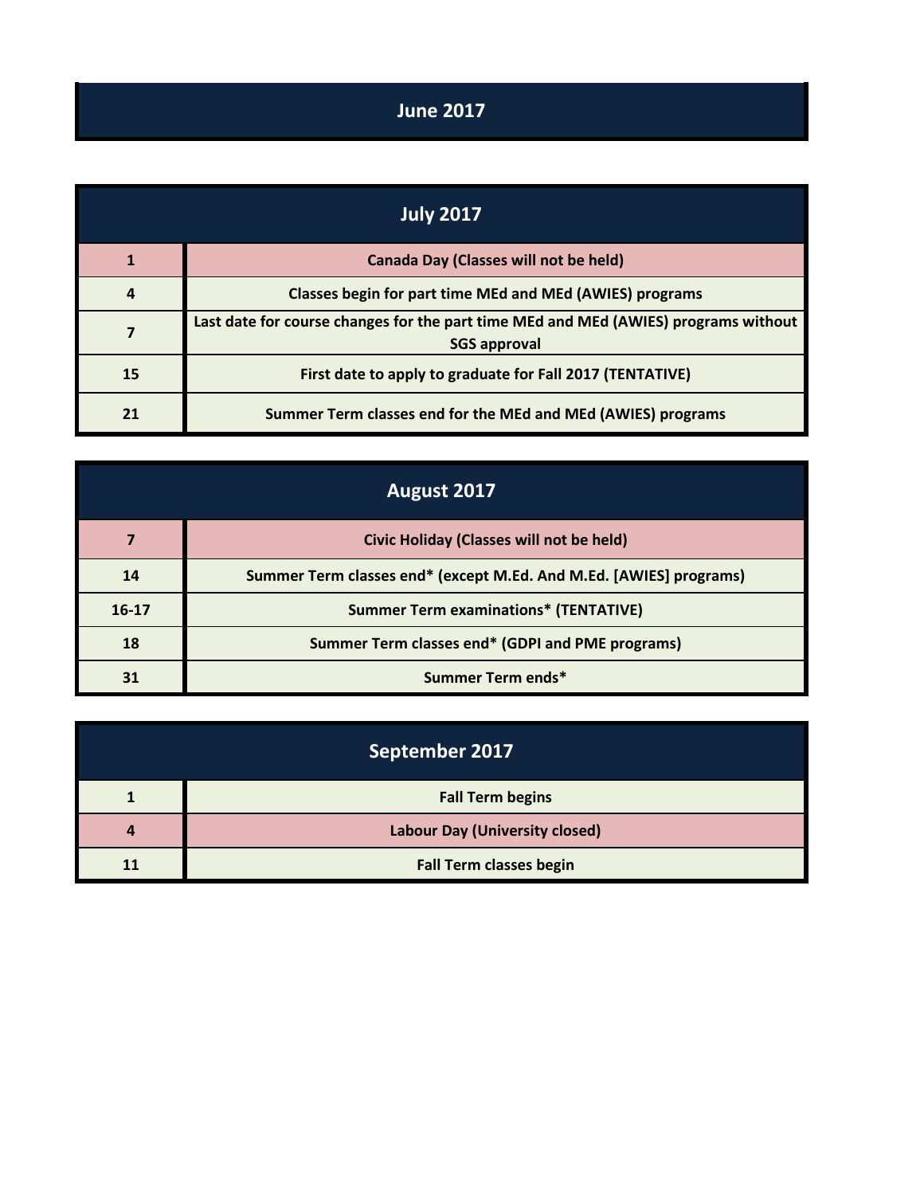## June 2017

## July 2017

| | |
|---|---|
| 1 | Canada Day (Classes will not be held) |
| 4 | Classes begin for part time MEd and MEd (AWIES) programs |
| 7 | Last date for course changes for the part time MEd and MEd (AWIES) programs without SGS approval |
| 15 | First date to apply to graduate for Fall 2017 (TENTATIVE) |
| 21 | Summer Term classes end for the MEd and MEd (AWIES) programs |

## August 2017

| | |
|---|---|
| 7 | Civic Holiday (Classes will not be held) |
| 14 | Summer Term classes end* (except M.Ed. And M.Ed. [AWIES] programs) |
| 16-17 | Summer Term examinations* (TENTATIVE) |
| 18 | Summer Term classes end* (GDPI and PME programs) |
| 31 | Summer Term ends* |

## September 2017

| | |
|---|---|
| 1 | Fall Term begins |
| 4 | Labour Day (University closed) |
| 11 | Fall Term classes begin |